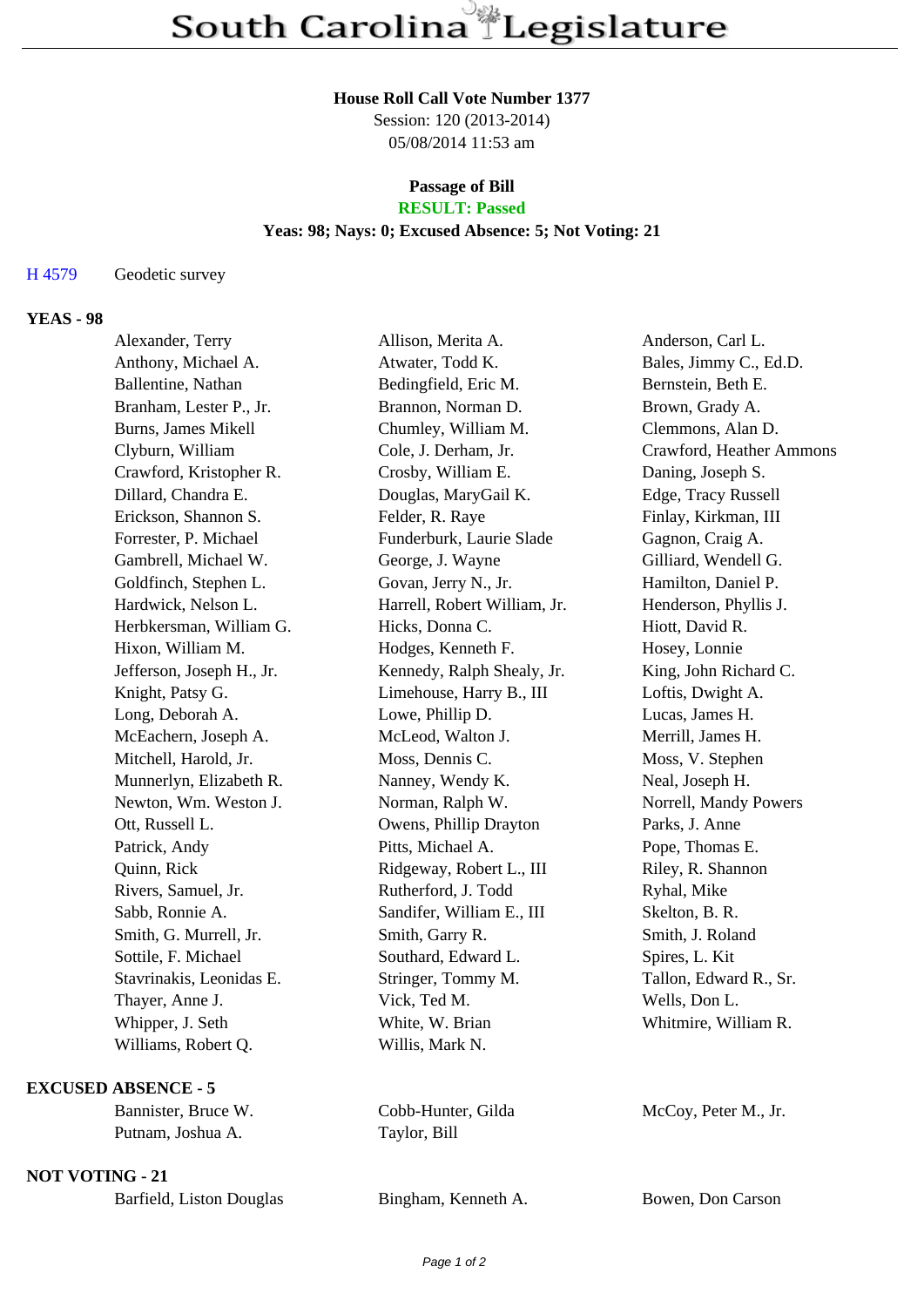# South Carolina Legislature

**House Roll Call Vote Number 1377**
Session: 120 (2013-2014)
05/08/2014 11:53 am

**Passage of Bill**
**RESULT: Passed**
**Yeas: 98; Nays: 0; Excused Absence: 5; Not Voting: 21**

H 4579 Geodetic survey

**YEAS - 98**

| | | |
|---|---|---|
| Alexander, Terry | Allison, Merita A. | Anderson, Carl L. |
| Anthony, Michael A. | Atwater, Todd K. | Bales, Jimmy C., Ed.D. |
| Ballentine, Nathan | Bedingfield, Eric M. | Bernstein, Beth E. |
| Branham, Lester P., Jr. | Brannon, Norman D. | Brown, Grady A. |
| Burns, James Mikell | Chumley, William M. | Clemmons, Alan D. |
| Clyburn, William | Cole, J. Derham, Jr. | Crawford, Heather Ammons |
| Crawford, Kristopher R. | Crosby, William E. | Daning, Joseph S. |
| Dillard, Chandra E. | Douglas, MaryGail K. | Edge, Tracy Russell |
| Erickson, Shannon S. | Felder, R. Raye | Finlay, Kirkman, III |
| Forrester, P. Michael | Funderburk, Laurie Slade | Gagnon, Craig A. |
| Gambrell, Michael W. | George, J. Wayne | Gilliard, Wendell G. |
| Goldfinch, Stephen L. | Govan, Jerry N., Jr. | Hamilton, Daniel P. |
| Hardwick, Nelson L. | Harrell, Robert William, Jr. | Henderson, Phyllis J. |
| Herbkersman, William G. | Hicks, Donna C. | Hiott, David R. |
| Hixon, William M. | Hodges, Kenneth F. | Hosey, Lonnie |
| Jefferson, Joseph H., Jr. | Kennedy, Ralph Shealy, Jr. | King, John Richard C. |
| Knight, Patsy G. | Limehouse, Harry B., III | Loftis, Dwight A. |
| Long, Deborah A. | Lowe, Phillip D. | Lucas, James H. |
| McEachern, Joseph A. | McLeod, Walton J. | Merrill, James H. |
| Mitchell, Harold, Jr. | Moss, Dennis C. | Moss, V. Stephen |
| Munnerlyn, Elizabeth R. | Nanney, Wendy K. | Neal, Joseph H. |
| Newton, Wm. Weston J. | Norman, Ralph W. | Norrell, Mandy Powers |
| Ott, Russell L. | Owens, Phillip Drayton | Parks, J. Anne |
| Patrick, Andy | Pitts, Michael A. | Pope, Thomas E. |
| Quinn, Rick | Ridgeway, Robert L., III | Riley, R. Shannon |
| Rivers, Samuel, Jr. | Rutherford, J. Todd | Ryhal, Mike |
| Sabb, Ronnie A. | Sandifer, William E., III | Skelton, B. R. |
| Smith, G. Murrell, Jr. | Smith, Garry R. | Smith, J. Roland |
| Sottile, F. Michael | Southard, Edward L. | Spires, L. Kit |
| Stavrinakis, Leonidas E. | Stringer, Tommy M. | Tallon, Edward R., Sr. |
| Thayer, Anne J. | Vick, Ted M. | Wells, Don L. |
| Whipper, J. Seth | White, W. Brian | Whitmire, William R. |
| Williams, Robert Q. | Willis, Mark N. | |

**EXCUSED ABSENCE - 5**

| | | |
|---|---|---|
| Bannister, Bruce W. | Cobb-Hunter, Gilda | McCoy, Peter M., Jr. |
| Putnam, Joshua A. | Taylor, Bill | |

**NOT VOTING - 21**

| | | |
|---|---|---|
| Barfield, Liston Douglas | Bingham, Kenneth A. | Bowen, Don Carson |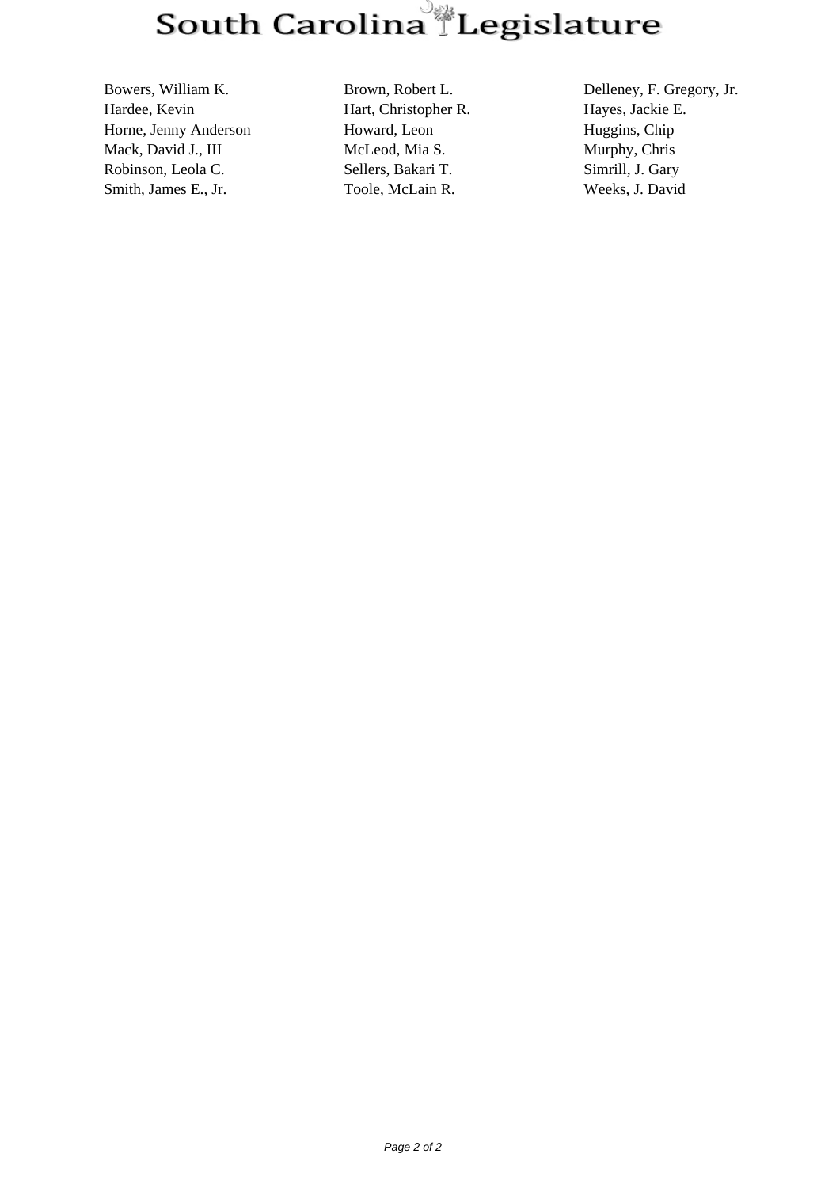Bowers, William K. | Brown, Robert L. | Delleney, F. Gregory, Jr.
Hardee, Kevin | Hart, Christopher R. | Hayes, Jackie E.
Horne, Jenny Anderson | Howard, Leon | Huggins, Chip
Mack, David J., III | McLeod, Mia S. | Murphy, Chris
Robinson, Leola C. | Sellers, Bakari T. | Simrill, J. Gary
Smith, James E., Jr. | Toole, McLain R. | Weeks, J. David

Bowers, William K.
Brown, Robert L.
Delleney, F. Gregory, Jr.
Hardee, Kevin
Hart, Christopher R.
Hayes, Jackie E.
Horne, Jenny Anderson
Howard, Leon
Huggins, Chip
Mack, David J., III
McLeod, Mia S.
Murphy, Chris
Robinson, Leola C.
Sellers, Bakari T.
Simrill, J. Gary
Smith, James E., Jr.
Toole, McLain R.
Weeks, J. David